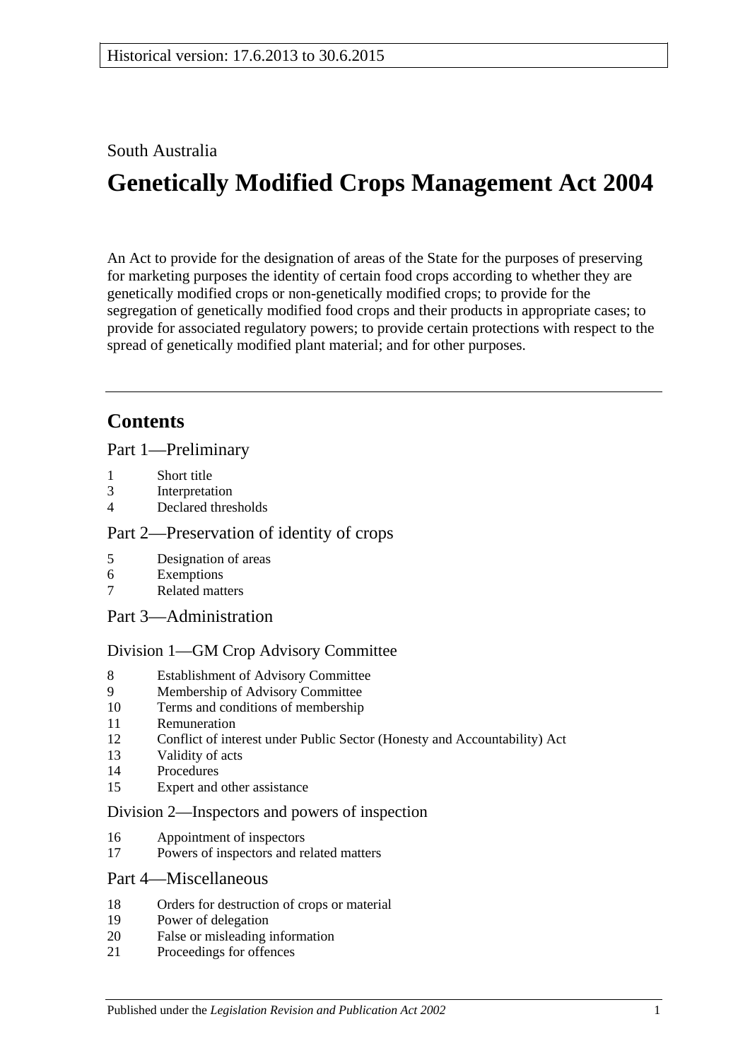Historical version: 17.6.2013 to 30.6.2015

South Australia

# Genetically Modified Crops Management Act 2004

An Act to provide for the designation of areas of the State for the purposes of preserving for marketing purposes the identity of certain food crops according to whether they are genetically modified crops or non-genetically modified crops; to provide for the segregation of genetically modified food crops and their products in appropriate cases; to provide for associated regulatory powers; to provide certain protections with respect to the spread of genetically modified plant material; and for other purposes.

## Contents

### Part 1—Preliminary

1 Short title
3 Interpretation
4 Declared thresholds

### Part 2—Preservation of identity of crops

5 Designation of areas
6 Exemptions
7 Related matters

### Part 3—Administration

#### Division 1—GM Crop Advisory Committee

8 Establishment of Advisory Committee
9 Membership of Advisory Committee
10 Terms and conditions of membership
11 Remuneration
12 Conflict of interest under Public Sector (Honesty and Accountability) Act
13 Validity of acts
14 Procedures
15 Expert and other assistance

#### Division 2—Inspectors and powers of inspection

16 Appointment of inspectors
17 Powers of inspectors and related matters

### Part 4—Miscellaneous

18 Orders for destruction of crops or material
19 Power of delegation
20 False or misleading information
21 Proceedings for offences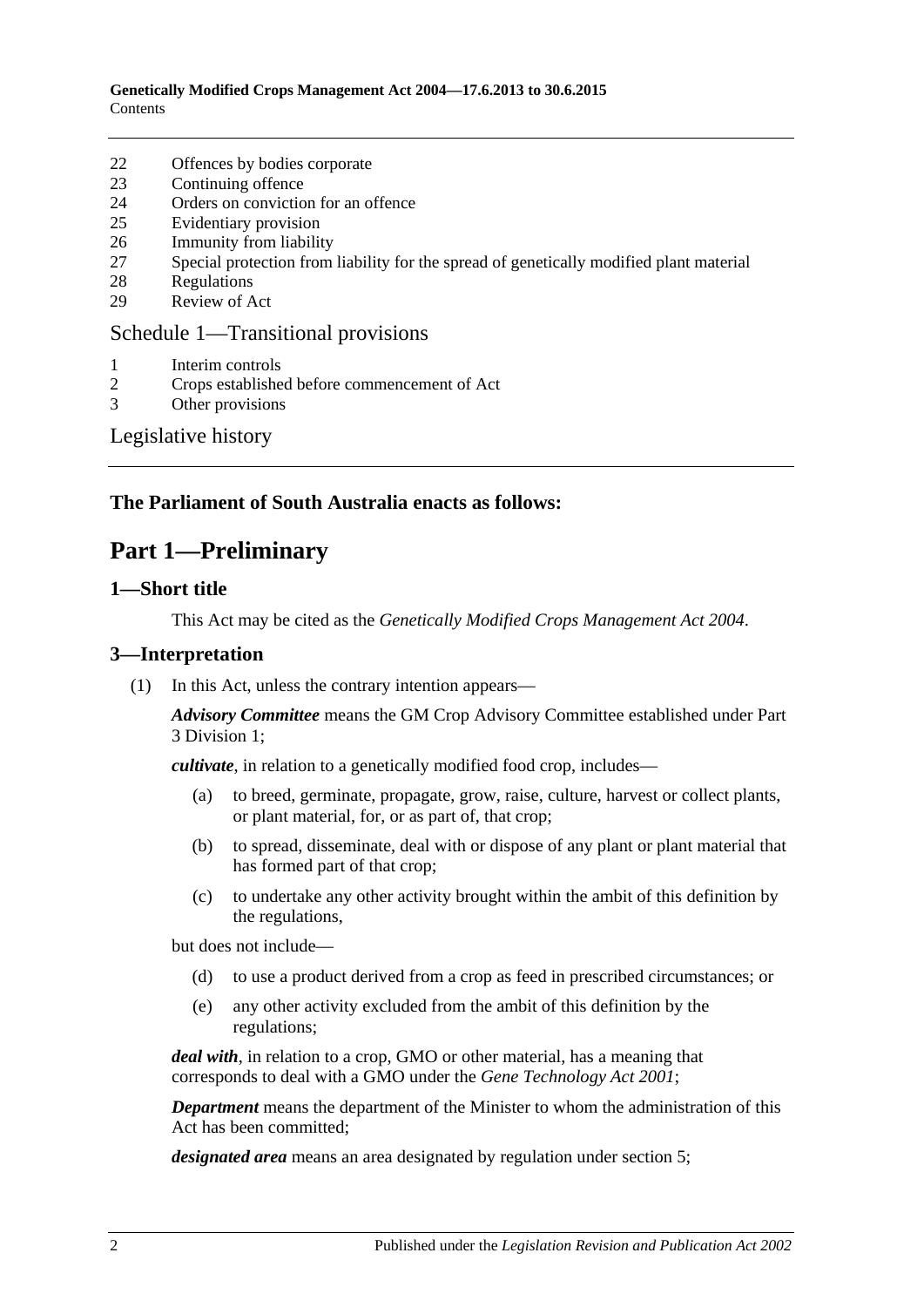22 Offences by bodies corporate
23 Continuing offence
24 Orders on conviction for an offence
25 Evidentiary provision
26 Immunity from liability
27 Special protection from liability for the spread of genetically modified plant material
28 Regulations
29 Review of Act

Schedule 1—Transitional provisions

1 Interim controls
2 Crops established before commencement of Act
3 Other provisions

Legislative history

**The Parliament of South Australia enacts as follows:**

# Part 1—Preliminary

## 1—Short title

This Act may be cited as the *Genetically Modified Crops Management Act 2004*.

## 3—Interpretation

(1) In this Act, unless the contrary intention appears—

***Advisory Committee*** means the GM Crop Advisory Committee established under Part 3 Division 1;

***cultivate***, in relation to a genetically modified food crop, includes—

(a) to breed, germinate, propagate, grow, raise, culture, harvest or collect plants, or plant material, for, or as part of, that crop;

(b) to spread, disseminate, deal with or dispose of any plant or plant material that has formed part of that crop;

(c) to undertake any other activity brought within the ambit of this definition by the regulations,

but does not include—

(d) to use a product derived from a crop as feed in prescribed circumstances; or

(e) any other activity excluded from the ambit of this definition by the regulations;

***deal with***, in relation to a crop, GMO or other material, has a meaning that corresponds to deal with a GMO under the *Gene Technology Act 2001*;

***Department*** means the department of the Minister to whom the administration of this Act has been committed;

***designated area*** means an area designated by regulation under section 5;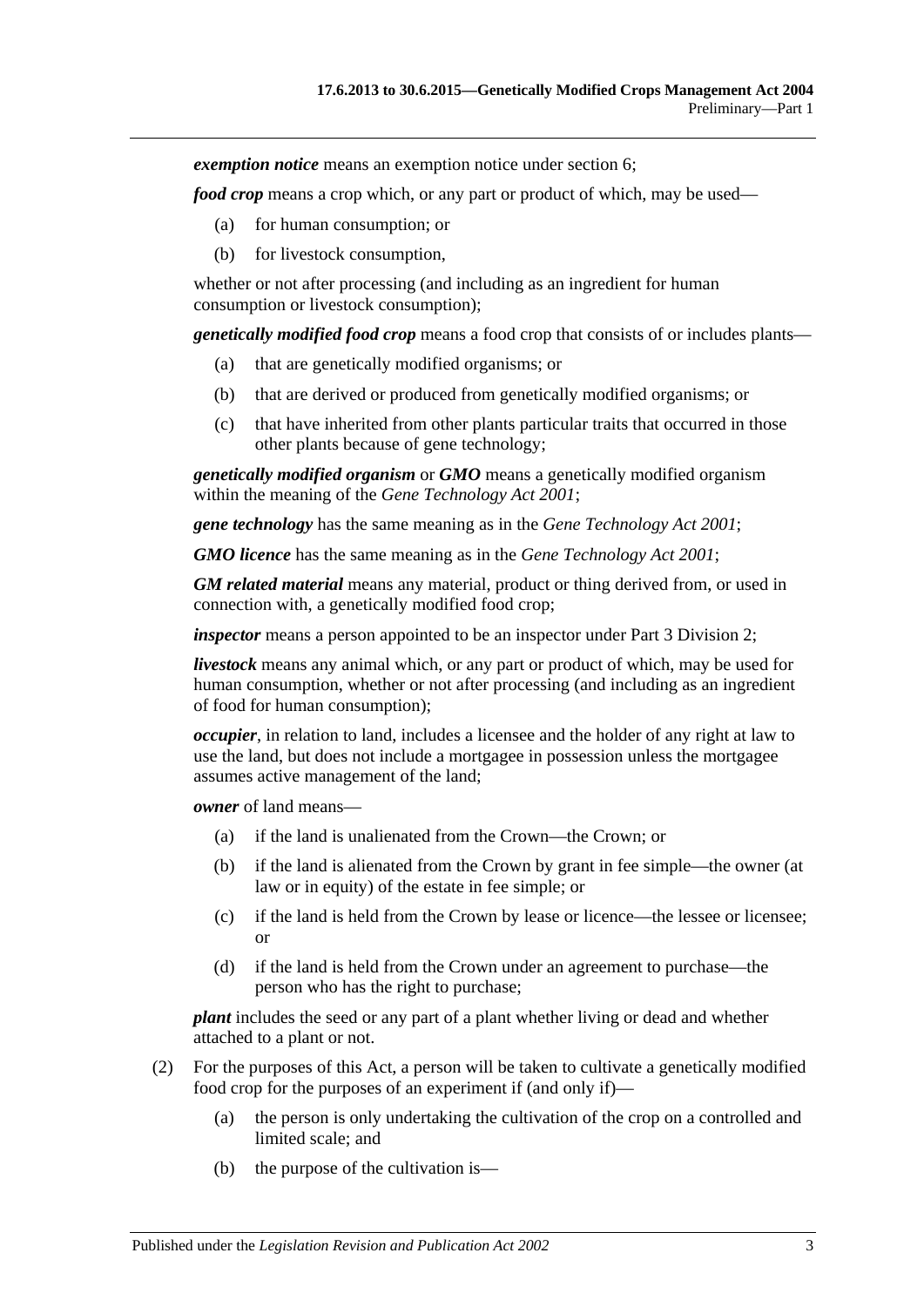***exemption notice*** means an exemption notice under section 6;

***food crop*** means a crop which, or any part or product of which, may be used—

- (a) for human consumption; or
- (b) for livestock consumption,

whether or not after processing (and including as an ingredient for human consumption or livestock consumption);

***genetically modified food crop*** means a food crop that consists of or includes plants—

- (a) that are genetically modified organisms; or
- (b) that are derived or produced from genetically modified organisms; or
- (c) that have inherited from other plants particular traits that occurred in those other plants because of gene technology;

***genetically modified organism*** or ***GMO*** means a genetically modified organism within the meaning of the *Gene Technology Act 2001*;

***gene technology*** has the same meaning as in the *Gene Technology Act 2001*;

***GMO licence*** has the same meaning as in the *Gene Technology Act 2001*;

***GM related material*** means any material, product or thing derived from, or used in connection with, a genetically modified food crop;

***inspector*** means a person appointed to be an inspector under Part 3 Division 2;

***livestock*** means any animal which, or any part or product of which, may be used for human consumption, whether or not after processing (and including as an ingredient of food for human consumption);

***occupier***, in relation to land, includes a licensee and the holder of any right at law to use the land, but does not include a mortgagee in possession unless the mortgagee assumes active management of the land;

***owner*** of land means—

- (a) if the land is unalienated from the Crown—the Crown; or
- (b) if the land is alienated from the Crown by grant in fee simple—the owner (at law or in equity) of the estate in fee simple; or
- (c) if the land is held from the Crown by lease or licence—the lessee or licensee; or
- (d) if the land is held from the Crown under an agreement to purchase—the person who has the right to purchase;

***plant*** includes the seed or any part of a plant whether living or dead and whether attached to a plant or not.

(2) For the purposes of this Act, a person will be taken to cultivate a genetically modified food crop for the purposes of an experiment if (and only if)—

- (a) the person is only undertaking the cultivation of the crop on a controlled and limited scale; and
- (b) the purpose of the cultivation is—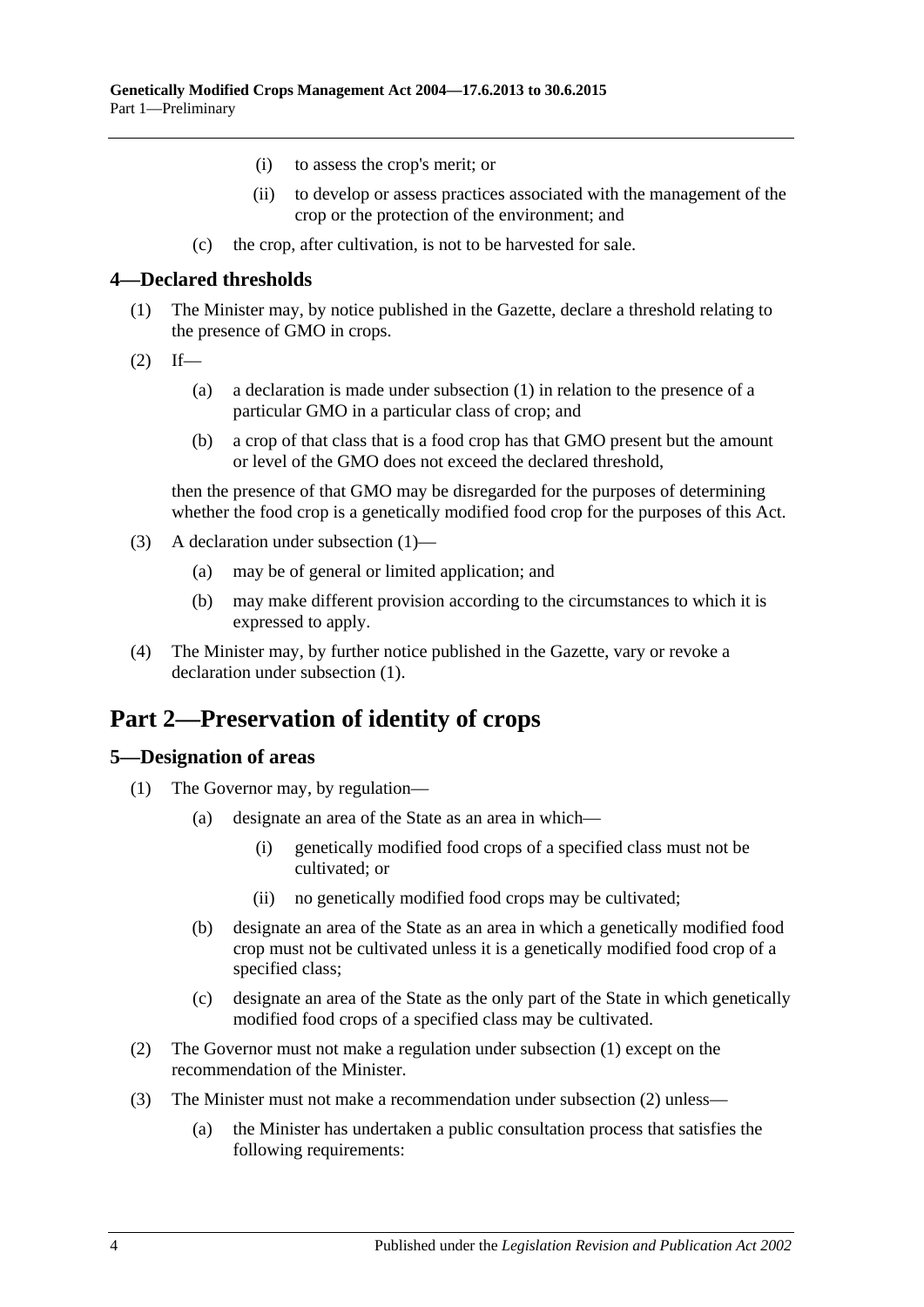(i) to assess the crop's merit; or

(ii) to develop or assess practices associated with the management of the crop or the protection of the environment; and

(c) the crop, after cultivation, is not to be harvested for sale.

### 4—Declared thresholds

(1) The Minister may, by notice published in the Gazette, declare a threshold relating to the presence of GMO in crops.

(2) If—

(a) a declaration is made under subsection (1) in relation to the presence of a particular GMO in a particular class of crop; and

(b) a crop of that class that is a food crop has that GMO present but the amount or level of the GMO does not exceed the declared threshold,

then the presence of that GMO may be disregarded for the purposes of determining whether the food crop is a genetically modified food crop for the purposes of this Act.

(3) A declaration under subsection (1)—

(a) may be of general or limited application; and

(b) may make different provision according to the circumstances to which it is expressed to apply.

(4) The Minister may, by further notice published in the Gazette, vary or revoke a declaration under subsection (1).

## Part 2—Preservation of identity of crops

### 5—Designation of areas

(1) The Governor may, by regulation—

(a) designate an area of the State as an area in which—

(i) genetically modified food crops of a specified class must not be cultivated; or

(ii) no genetically modified food crops may be cultivated;

(b) designate an area of the State as an area in which a genetically modified food crop must not be cultivated unless it is a genetically modified food crop of a specified class;

(c) designate an area of the State as the only part of the State in which genetically modified food crops of a specified class may be cultivated.

(2) The Governor must not make a regulation under subsection (1) except on the recommendation of the Minister.

(3) The Minister must not make a recommendation under subsection (2) unless—

(a) the Minister has undertaken a public consultation process that satisfies the following requirements: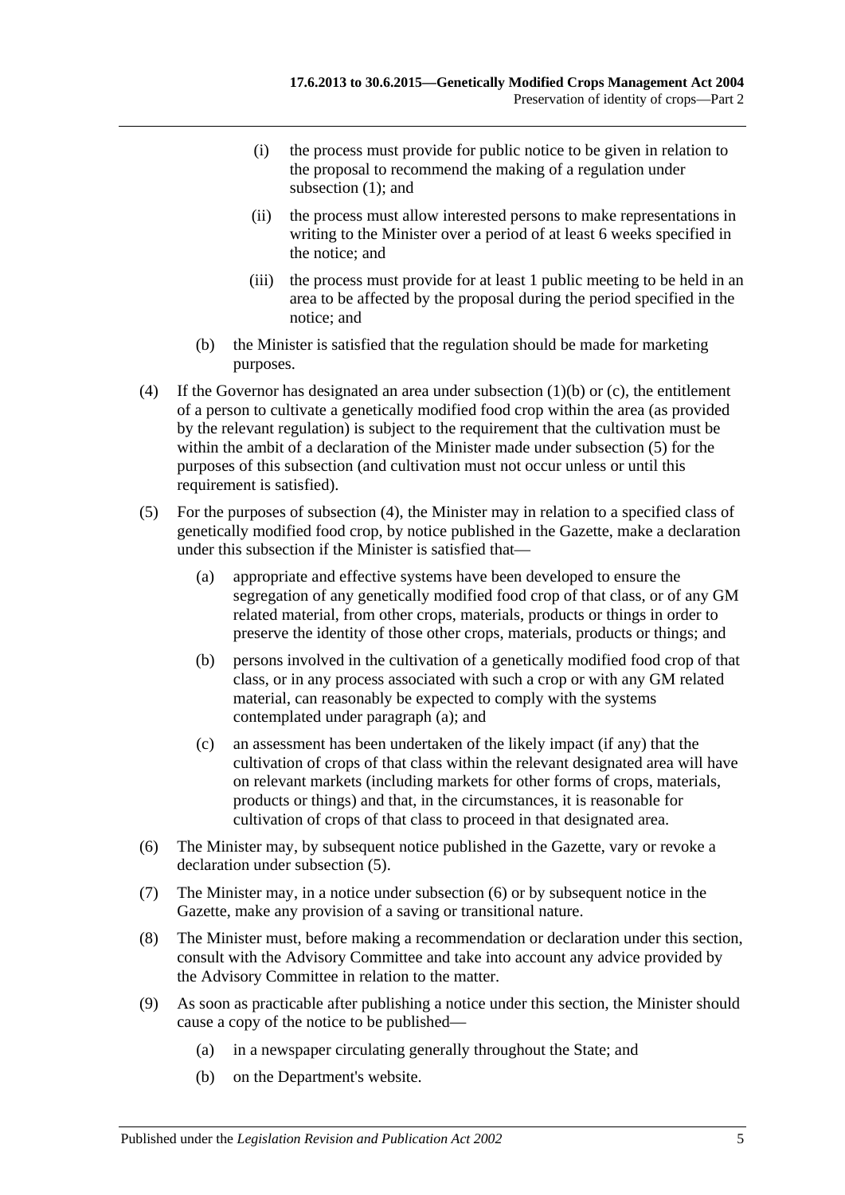(i) the process must provide for public notice to be given in relation to the proposal to recommend the making of a regulation under subsection (1); and

(ii) the process must allow interested persons to make representations in writing to the Minister over a period of at least 6 weeks specified in the notice; and

(iii) the process must provide for at least 1 public meeting to be held in an area to be affected by the proposal during the period specified in the notice; and

(b) the Minister is satisfied that the regulation should be made for marketing purposes.

(4) If the Governor has designated an area under subsection (1)(b) or (c), the entitlement of a person to cultivate a genetically modified food crop within the area (as provided by the relevant regulation) is subject to the requirement that the cultivation must be within the ambit of a declaration of the Minister made under subsection (5) for the purposes of this subsection (and cultivation must not occur unless or until this requirement is satisfied).

(5) For the purposes of subsection (4), the Minister may in relation to a specified class of genetically modified food crop, by notice published in the Gazette, make a declaration under this subsection if the Minister is satisfied that—

(a) appropriate and effective systems have been developed to ensure the segregation of any genetically modified food crop of that class, or of any GM related material, from other crops, materials, products or things in order to preserve the identity of those other crops, materials, products or things; and

(b) persons involved in the cultivation of a genetically modified food crop of that class, or in any process associated with such a crop or with any GM related material, can reasonably be expected to comply with the systems contemplated under paragraph (a); and

(c) an assessment has been undertaken of the likely impact (if any) that the cultivation of crops of that class within the relevant designated area will have on relevant markets (including markets for other forms of crops, materials, products or things) and that, in the circumstances, it is reasonable for cultivation of crops of that class to proceed in that designated area.

(6) The Minister may, by subsequent notice published in the Gazette, vary or revoke a declaration under subsection (5).

(7) The Minister may, in a notice under subsection (6) or by subsequent notice in the Gazette, make any provision of a saving or transitional nature.

(8) The Minister must, before making a recommendation or declaration under this section, consult with the Advisory Committee and take into account any advice provided by the Advisory Committee in relation to the matter.

(9) As soon as practicable after publishing a notice under this section, the Minister should cause a copy of the notice to be published—

(a) in a newspaper circulating generally throughout the State; and

(b) on the Department's website.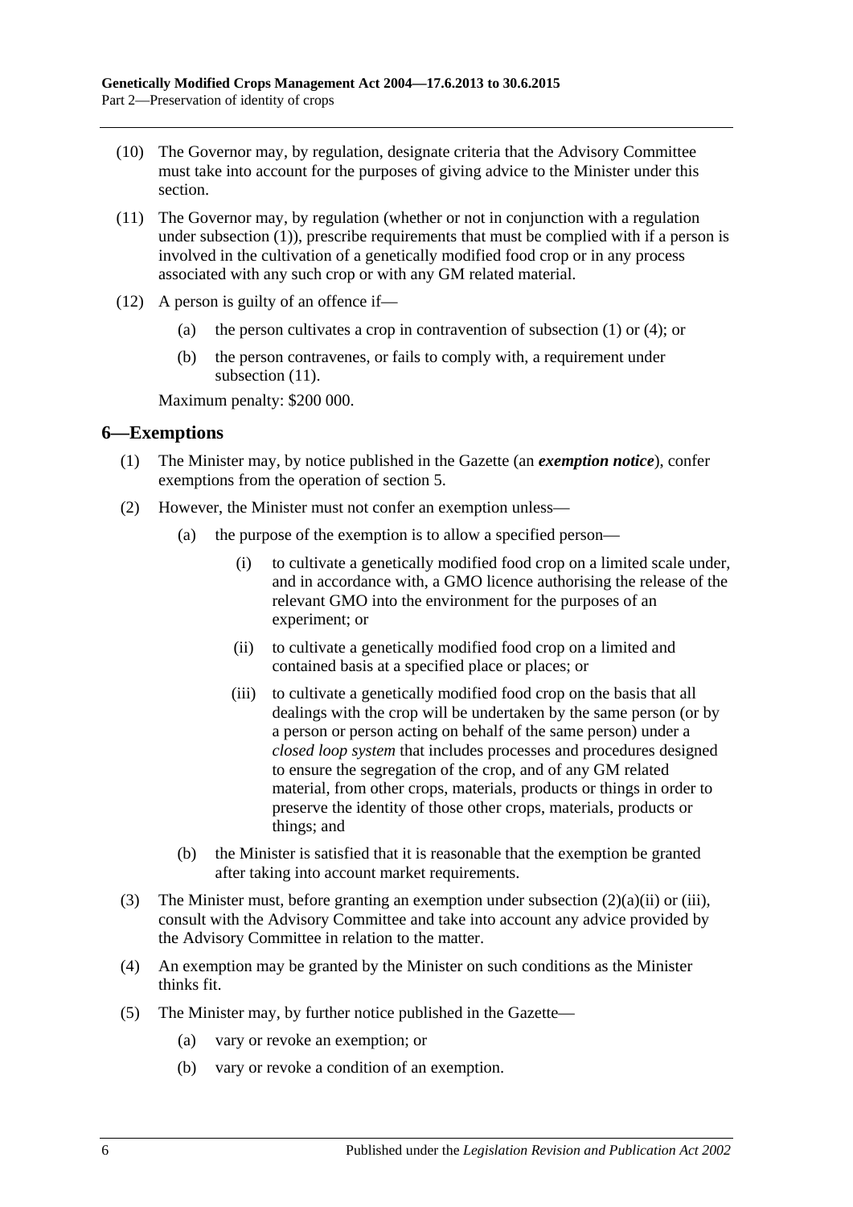(10) The Governor may, by regulation, designate criteria that the Advisory Committee must take into account for the purposes of giving advice to the Minister under this section.

(11) The Governor may, by regulation (whether or not in conjunction with a regulation under subsection (1)), prescribe requirements that must be complied with if a person is involved in the cultivation of a genetically modified food crop or in any process associated with any such crop or with any GM related material.

(12) A person is guilty of an offence if—

   (a) the person cultivates a crop in contravention of subsection (1) or (4); or

   (b) the person contravenes, or fails to comply with, a requirement under subsection (11).

Maximum penalty: $200 000.

## 6—Exemptions

(1) The Minister may, by notice published in the Gazette (an ***exemption notice***), confer exemptions from the operation of section 5.

(2) However, the Minister must not confer an exemption unless—

   (a) the purpose of the exemption is to allow a specified person—

      (i) to cultivate a genetically modified food crop on a limited scale under, and in accordance with, a GMO licence authorising the release of the relevant GMO into the environment for the purposes of an experiment; or

      (ii) to cultivate a genetically modified food crop on a limited and contained basis at a specified place or places; or

      (iii) to cultivate a genetically modified food crop on the basis that all dealings with the crop will be undertaken by the same person (or by a person or person acting on behalf of the same person) under a *closed loop system* that includes processes and procedures designed to ensure the segregation of the crop, and of any GM related material, from other crops, materials, products or things in order to preserve the identity of those other crops, materials, products or things; and

   (b) the Minister is satisfied that it is reasonable that the exemption be granted after taking into account market requirements.

(3) The Minister must, before granting an exemption under subsection (2)(a)(ii) or (iii), consult with the Advisory Committee and take into account any advice provided by the Advisory Committee in relation to the matter.

(4) An exemption may be granted by the Minister on such conditions as the Minister thinks fit.

(5) The Minister may, by further notice published in the Gazette—

   (a) vary or revoke an exemption; or

   (b) vary or revoke a condition of an exemption.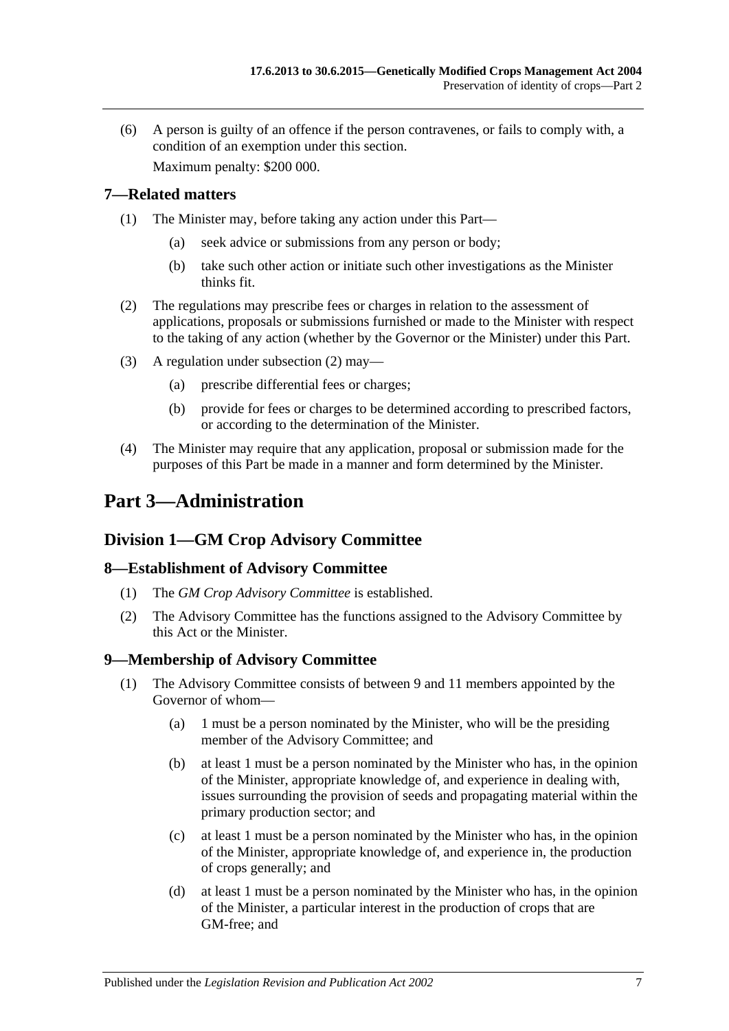(6) A person is guilty of an offence if the person contravenes, or fails to comply with, a condition of an exemption under this section.

Maximum penalty: $200 000.

## 7—Related matters

(1) The Minister may, before taking any action under this Part—

(a) seek advice or submissions from any person or body;

(b) take such other action or initiate such other investigations as the Minister thinks fit.

(2) The regulations may prescribe fees or charges in relation to the assessment of applications, proposals or submissions furnished or made to the Minister with respect to the taking of any action (whether by the Governor or the Minister) under this Part.

(3) A regulation under subsection (2) may—

(a) prescribe differential fees or charges;

(b) provide for fees or charges to be determined according to prescribed factors, or according to the determination of the Minister.

(4) The Minister may require that any application, proposal or submission made for the purposes of this Part be made in a manner and form determined by the Minister.

# Part 3—Administration

## Division 1—GM Crop Advisory Committee

## 8—Establishment of Advisory Committee

(1) The *GM Crop Advisory Committee* is established.

(2) The Advisory Committee has the functions assigned to the Advisory Committee by this Act or the Minister.

## 9—Membership of Advisory Committee

(1) The Advisory Committee consists of between 9 and 11 members appointed by the Governor of whom—

(a) 1 must be a person nominated by the Minister, who will be the presiding member of the Advisory Committee; and

(b) at least 1 must be a person nominated by the Minister who has, in the opinion of the Minister, appropriate knowledge of, and experience in dealing with, issues surrounding the provision of seeds and propagating material within the primary production sector; and

(c) at least 1 must be a person nominated by the Minister who has, in the opinion of the Minister, appropriate knowledge of, and experience in, the production of crops generally; and

(d) at least 1 must be a person nominated by the Minister who has, in the opinion of the Minister, a particular interest in the production of crops that are GM-free; and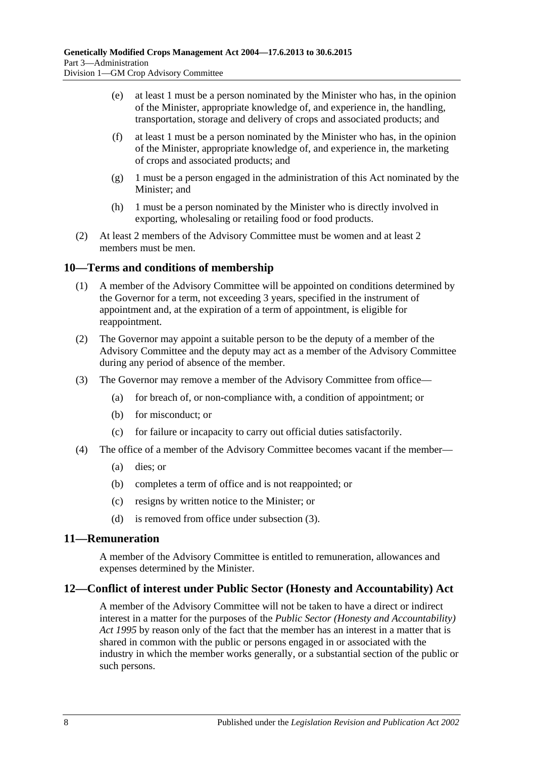(e) at least 1 must be a person nominated by the Minister who has, in the opinion of the Minister, appropriate knowledge of, and experience in, the handling, transportation, storage and delivery of crops and associated products; and

(f) at least 1 must be a person nominated by the Minister who has, in the opinion of the Minister, appropriate knowledge of, and experience in, the marketing of crops and associated products; and

(g) 1 must be a person engaged in the administration of this Act nominated by the Minister; and

(h) 1 must be a person nominated by the Minister who is directly involved in exporting, wholesaling or retailing food or food products.

(2) At least 2 members of the Advisory Committee must be women and at least 2 members must be men.

## 10—Terms and conditions of membership

(1) A member of the Advisory Committee will be appointed on conditions determined by the Governor for a term, not exceeding 3 years, specified in the instrument of appointment and, at the expiration of a term of appointment, is eligible for reappointment.

(2) The Governor may appoint a suitable person to be the deputy of a member of the Advisory Committee and the deputy may act as a member of the Advisory Committee during any period of absence of the member.

(3) The Governor may remove a member of the Advisory Committee from office—

(a) for breach of, or non-compliance with, a condition of appointment; or

(b) for misconduct; or

(c) for failure or incapacity to carry out official duties satisfactorily.

(4) The office of a member of the Advisory Committee becomes vacant if the member—

(a) dies; or

(b) completes a term of office and is not reappointed; or

(c) resigns by written notice to the Minister; or

(d) is removed from office under subsection (3).

## 11—Remuneration

A member of the Advisory Committee is entitled to remuneration, allowances and expenses determined by the Minister.

## 12—Conflict of interest under Public Sector (Honesty and Accountability) Act

A member of the Advisory Committee will not be taken to have a direct or indirect interest in a matter for the purposes of the *Public Sector (Honesty and Accountability) Act 1995* by reason only of the fact that the member has an interest in a matter that is shared in common with the public or persons engaged in or associated with the industry in which the member works generally, or a substantial section of the public or such persons.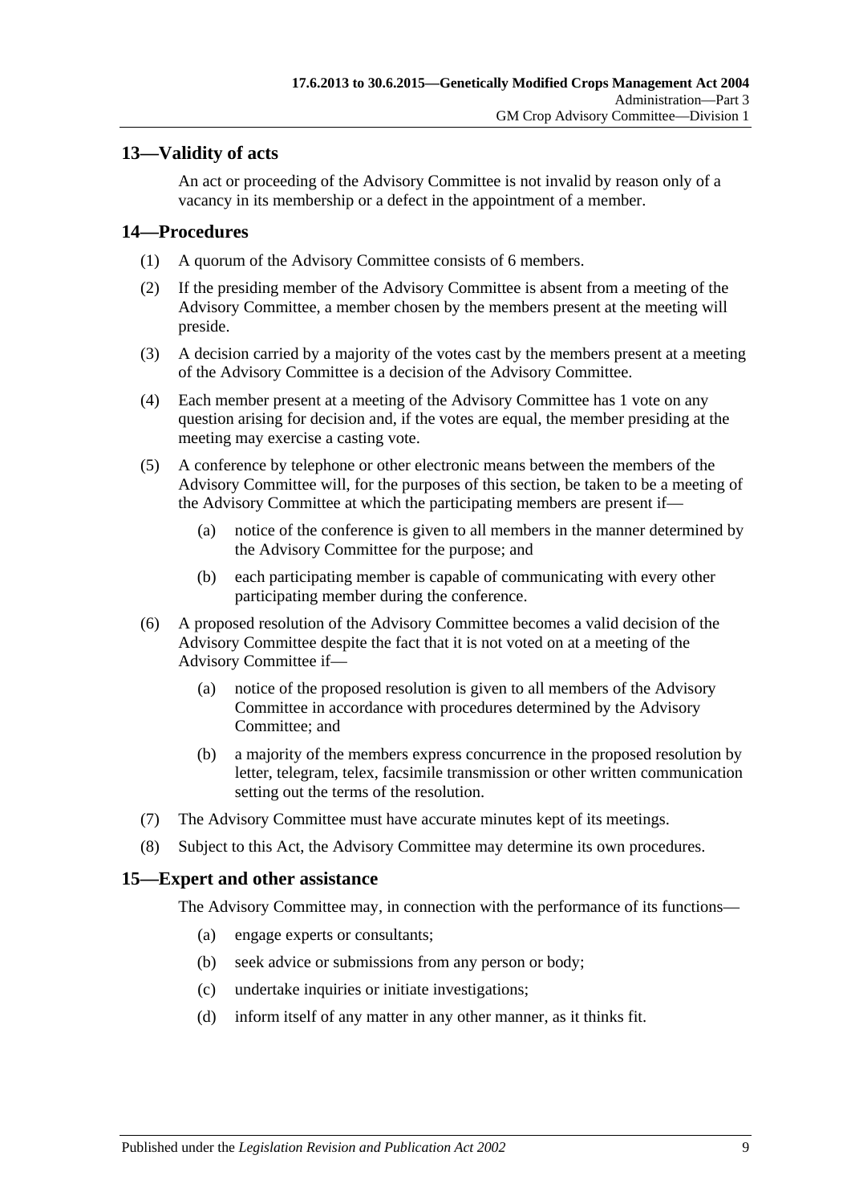## 13—Validity of acts

An act or proceeding of the Advisory Committee is not invalid by reason only of a vacancy in its membership or a defect in the appointment of a member.

## 14—Procedures

(1) A quorum of the Advisory Committee consists of 6 members.

(2) If the presiding member of the Advisory Committee is absent from a meeting of the Advisory Committee, a member chosen by the members present at the meeting will preside.

(3) A decision carried by a majority of the votes cast by the members present at a meeting of the Advisory Committee is a decision of the Advisory Committee.

(4) Each member present at a meeting of the Advisory Committee has 1 vote on any question arising for decision and, if the votes are equal, the member presiding at the meeting may exercise a casting vote.

(5) A conference by telephone or other electronic means between the members of the Advisory Committee will, for the purposes of this section, be taken to be a meeting of the Advisory Committee at which the participating members are present if—

- (a) notice of the conference is given to all members in the manner determined by the Advisory Committee for the purpose; and
- (b) each participating member is capable of communicating with every other participating member during the conference.

(6) A proposed resolution of the Advisory Committee becomes a valid decision of the Advisory Committee despite the fact that it is not voted on at a meeting of the Advisory Committee if—

- (a) notice of the proposed resolution is given to all members of the Advisory Committee in accordance with procedures determined by the Advisory Committee; and
- (b) a majority of the members express concurrence in the proposed resolution by letter, telegram, telex, facsimile transmission or other written communication setting out the terms of the resolution.

(7) The Advisory Committee must have accurate minutes kept of its meetings.

(8) Subject to this Act, the Advisory Committee may determine its own procedures.

## 15—Expert and other assistance

The Advisory Committee may, in connection with the performance of its functions—

- (a) engage experts or consultants;
- (b) seek advice or submissions from any person or body;
- (c) undertake inquiries or initiate investigations;
- (d) inform itself of any matter in any other manner, as it thinks fit.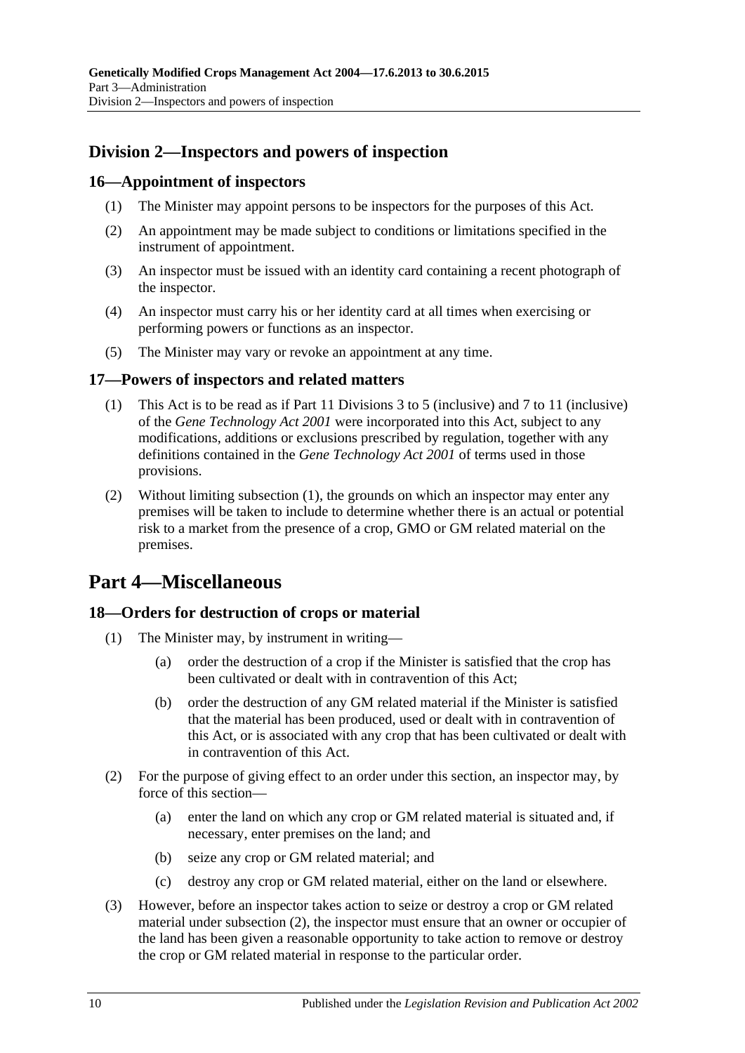## Division 2—Inspectors and powers of inspection

### 16—Appointment of inspectors

(1) The Minister may appoint persons to be inspectors for the purposes of this Act.

(2) An appointment may be made subject to conditions or limitations specified in the instrument of appointment.

(3) An inspector must be issued with an identity card containing a recent photograph of the inspector.

(4) An inspector must carry his or her identity card at all times when exercising or performing powers or functions as an inspector.

(5) The Minister may vary or revoke an appointment at any time.

### 17—Powers of inspectors and related matters

(1) This Act is to be read as if Part 11 Divisions 3 to 5 (inclusive) and 7 to 11 (inclusive) of the *Gene Technology Act 2001* were incorporated into this Act, subject to any modifications, additions or exclusions prescribed by regulation, together with any definitions contained in the *Gene Technology Act 2001* of terms used in those provisions.

(2) Without limiting subsection (1), the grounds on which an inspector may enter any premises will be taken to include to determine whether there is an actual or potential risk to a market from the presence of a crop, GMO or GM related material on the premises.

# Part 4—Miscellaneous

### 18—Orders for destruction of crops or material

(1) The Minister may, by instrument in writing—

(a) order the destruction of a crop if the Minister is satisfied that the crop has been cultivated or dealt with in contravention of this Act;

(b) order the destruction of any GM related material if the Minister is satisfied that the material has been produced, used or dealt with in contravention of this Act, or is associated with any crop that has been cultivated or dealt with in contravention of this Act.

(2) For the purpose of giving effect to an order under this section, an inspector may, by force of this section—

(a) enter the land on which any crop or GM related material is situated and, if necessary, enter premises on the land; and

(b) seize any crop or GM related material; and

(c) destroy any crop or GM related material, either on the land or elsewhere.

(3) However, before an inspector takes action to seize or destroy a crop or GM related material under subsection (2), the inspector must ensure that an owner or occupier of the land has been given a reasonable opportunity to take action to remove or destroy the crop or GM related material in response to the particular order.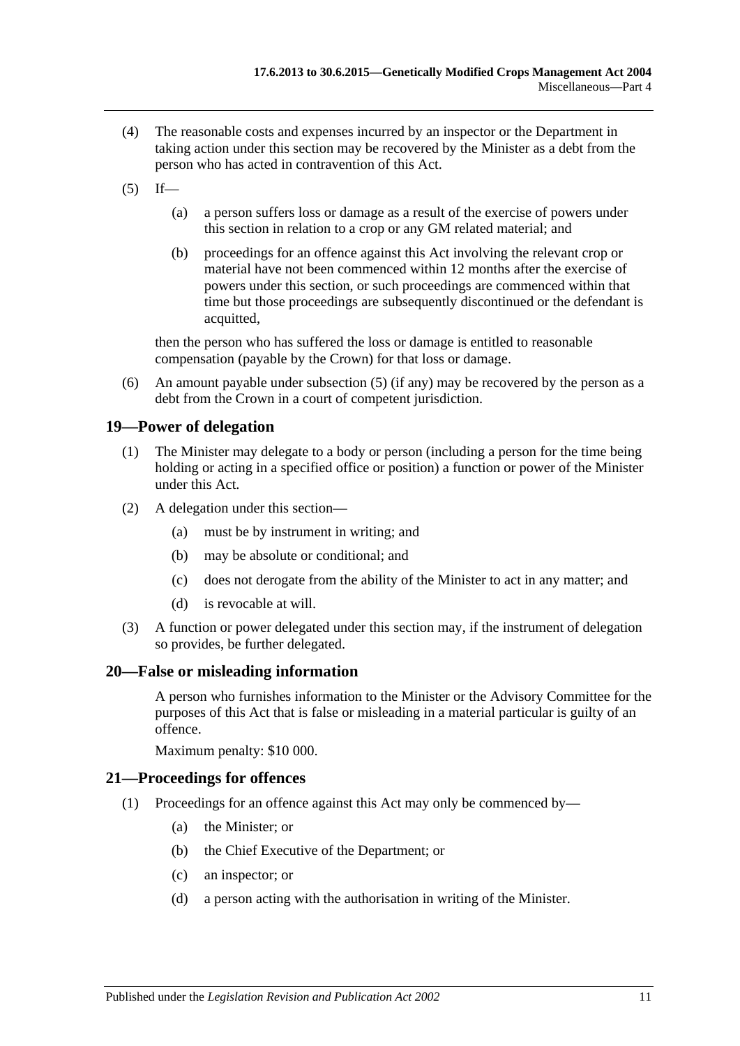(4) The reasonable costs and expenses incurred by an inspector or the Department in taking action under this section may be recovered by the Minister as a debt from the person who has acted in contravention of this Act.

(5) If—

 (a) a person suffers loss or damage as a result of the exercise of powers under this section in relation to a crop or any GM related material; and

 (b) proceedings for an offence against this Act involving the relevant crop or material have not been commenced within 12 months after the exercise of powers under this section, or such proceedings are commenced within that time but those proceedings are subsequently discontinued or the defendant is acquitted,

 then the person who has suffered the loss or damage is entitled to reasonable compensation (payable by the Crown) for that loss or damage.

(6) An amount payable under subsection (5) (if any) may be recovered by the person as a debt from the Crown in a court of competent jurisdiction.

## 19—Power of delegation

(1) The Minister may delegate to a body or person (including a person for the time being holding or acting in a specified office or position) a function or power of the Minister under this Act.

(2) A delegation under this section—

 (a) must be by instrument in writing; and

 (b) may be absolute or conditional; and

 (c) does not derogate from the ability of the Minister to act in any matter; and

 (d) is revocable at will.

(3) A function or power delegated under this section may, if the instrument of delegation so provides, be further delegated.

## 20—False or misleading information

A person who furnishes information to the Minister or the Advisory Committee for the purposes of this Act that is false or misleading in a material particular is guilty of an offence.

Maximum penalty: $10 000.

## 21—Proceedings for offences

(1) Proceedings for an offence against this Act may only be commenced by—

 (a) the Minister; or

 (b) the Chief Executive of the Department; or

 (c) an inspector; or

 (d) a person acting with the authorisation in writing of the Minister.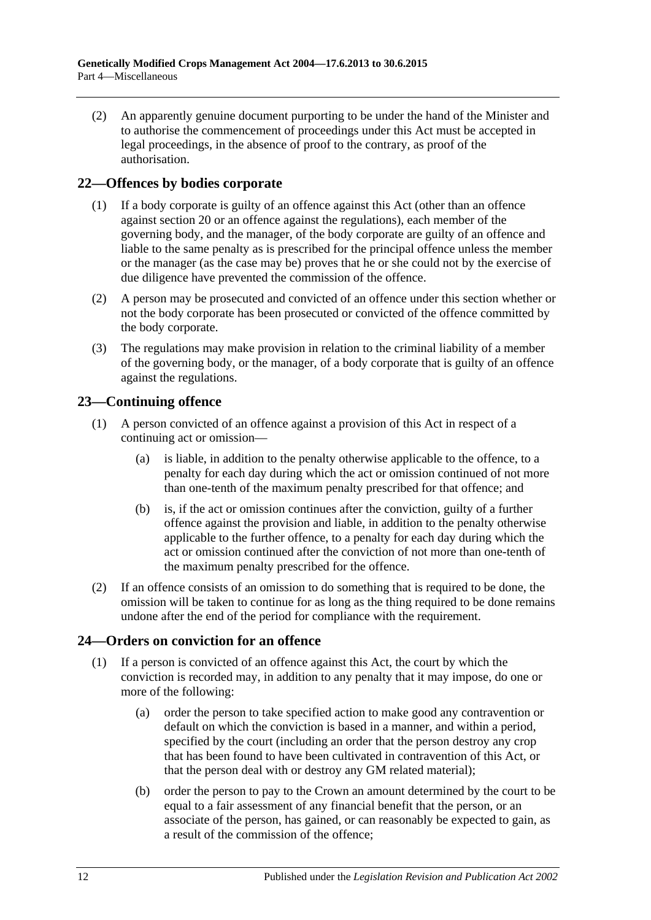(2) An apparently genuine document purporting to be under the hand of the Minister and to authorise the commencement of proceedings under this Act must be accepted in legal proceedings, in the absence of proof to the contrary, as proof of the authorisation.

## 22—Offences by bodies corporate

(1) If a body corporate is guilty of an offence against this Act (other than an offence against section 20 or an offence against the regulations), each member of the governing body, and the manager, of the body corporate are guilty of an offence and liable to the same penalty as is prescribed for the principal offence unless the member or the manager (as the case may be) proves that he or she could not by the exercise of due diligence have prevented the commission of the offence.

(2) A person may be prosecuted and convicted of an offence under this section whether or not the body corporate has been prosecuted or convicted of the offence committed by the body corporate.

(3) The regulations may make provision in relation to the criminal liability of a member of the governing body, or the manager, of a body corporate that is guilty of an offence against the regulations.

## 23—Continuing offence

(1) A person convicted of an offence against a provision of this Act in respect of a continuing act or omission—

(a) is liable, in addition to the penalty otherwise applicable to the offence, to a penalty for each day during which the act or omission continued of not more than one-tenth of the maximum penalty prescribed for that offence; and

(b) is, if the act or omission continues after the conviction, guilty of a further offence against the provision and liable, in addition to the penalty otherwise applicable to the further offence, to a penalty for each day during which the act or omission continued after the conviction of not more than one-tenth of the maximum penalty prescribed for the offence.

(2) If an offence consists of an omission to do something that is required to be done, the omission will be taken to continue for as long as the thing required to be done remains undone after the end of the period for compliance with the requirement.

## 24—Orders on conviction for an offence

(1) If a person is convicted of an offence against this Act, the court by which the conviction is recorded may, in addition to any penalty that it may impose, do one or more of the following:

(a) order the person to take specified action to make good any contravention or default on which the conviction is based in a manner, and within a period, specified by the court (including an order that the person destroy any crop that has been found to have been cultivated in contravention of this Act, or that the person deal with or destroy any GM related material);

(b) order the person to pay to the Crown an amount determined by the court to be equal to a fair assessment of any financial benefit that the person, or an associate of the person, has gained, or can reasonably be expected to gain, as a result of the commission of the offence;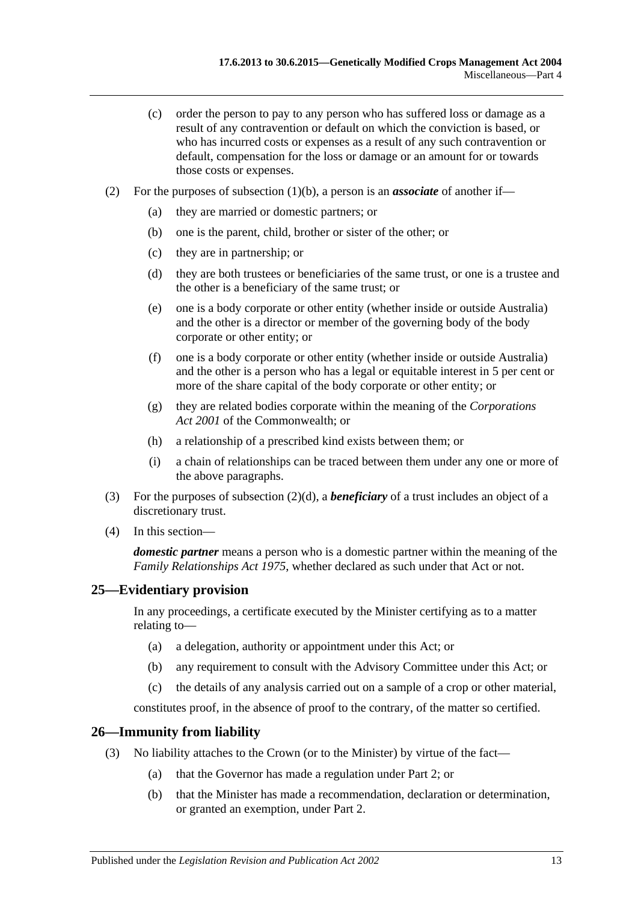(c) order the person to pay to any person who has suffered loss or damage as a result of any contravention or default on which the conviction is based, or who has incurred costs or expenses as a result of any such contravention or default, compensation for the loss or damage or an amount for or towards those costs or expenses.

(2) For the purposes of subsection (1)(b), a person is an ***associate*** of another if—

(a) they are married or domestic partners; or

(b) one is the parent, child, brother or sister of the other; or

(c) they are in partnership; or

(d) they are both trustees or beneficiaries of the same trust, or one is a trustee and the other is a beneficiary of the same trust; or

(e) one is a body corporate or other entity (whether inside or outside Australia) and the other is a director or member of the governing body of the body corporate or other entity; or

(f) one is a body corporate or other entity (whether inside or outside Australia) and the other is a person who has a legal or equitable interest in 5 per cent or more of the share capital of the body corporate or other entity; or

(g) they are related bodies corporate within the meaning of the *Corporations Act 2001* of the Commonwealth; or

(h) a relationship of a prescribed kind exists between them; or

(i) a chain of relationships can be traced between them under any one or more of the above paragraphs.

(3) For the purposes of subsection (2)(d), a ***beneficiary*** of a trust includes an object of a discretionary trust.

(4) In this section—

***domestic partner*** means a person who is a domestic partner within the meaning of the *Family Relationships Act 1975*, whether declared as such under that Act or not.

## 25—Evidentiary provision

In any proceedings, a certificate executed by the Minister certifying as to a matter relating to—

(a) a delegation, authority or appointment under this Act; or

(b) any requirement to consult with the Advisory Committee under this Act; or

(c) the details of any analysis carried out on a sample of a crop or other material,

constitutes proof, in the absence of proof to the contrary, of the matter so certified.

## 26—Immunity from liability

(3) No liability attaches to the Crown (or to the Minister) by virtue of the fact—

(a) that the Governor has made a regulation under Part 2; or

(b) that the Minister has made a recommendation, declaration or determination, or granted an exemption, under Part 2.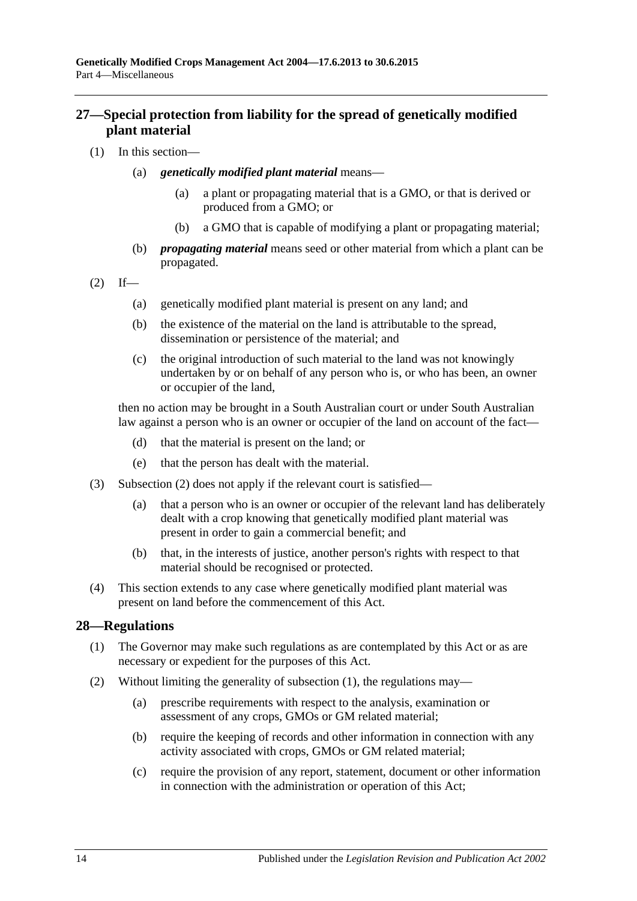## 27—Special protection from liability for the spread of genetically modified plant material

(1) In this section—

(a) ***genetically modified plant material*** means—

(a) a plant or propagating material that is a GMO, or that is derived or produced from a GMO; or

(b) a GMO that is capable of modifying a plant or propagating material;

(b) ***propagating material*** means seed or other material from which a plant can be propagated.

(2) If—

(a) genetically modified plant material is present on any land; and

(b) the existence of the material on the land is attributable to the spread, dissemination or persistence of the material; and

(c) the original introduction of such material to the land was not knowingly undertaken by or on behalf of any person who is, or who has been, an owner or occupier of the land,

then no action may be brought in a South Australian court or under South Australian law against a person who is an owner or occupier of the land on account of the fact—

(d) that the material is present on the land; or

(e) that the person has dealt with the material.

(3) Subsection (2) does not apply if the relevant court is satisfied—

(a) that a person who is an owner or occupier of the relevant land has deliberately dealt with a crop knowing that genetically modified plant material was present in order to gain a commercial benefit; and

(b) that, in the interests of justice, another person's rights with respect to that material should be recognised or protected.

(4) This section extends to any case where genetically modified plant material was present on land before the commencement of this Act.

## 28—Regulations

(1) The Governor may make such regulations as are contemplated by this Act or as are necessary or expedient for the purposes of this Act.

(2) Without limiting the generality of subsection (1), the regulations may—

(a) prescribe requirements with respect to the analysis, examination or assessment of any crops, GMOs or GM related material;

(b) require the keeping of records and other information in connection with any activity associated with crops, GMOs or GM related material;

(c) require the provision of any report, statement, document or other information in connection with the administration or operation of this Act;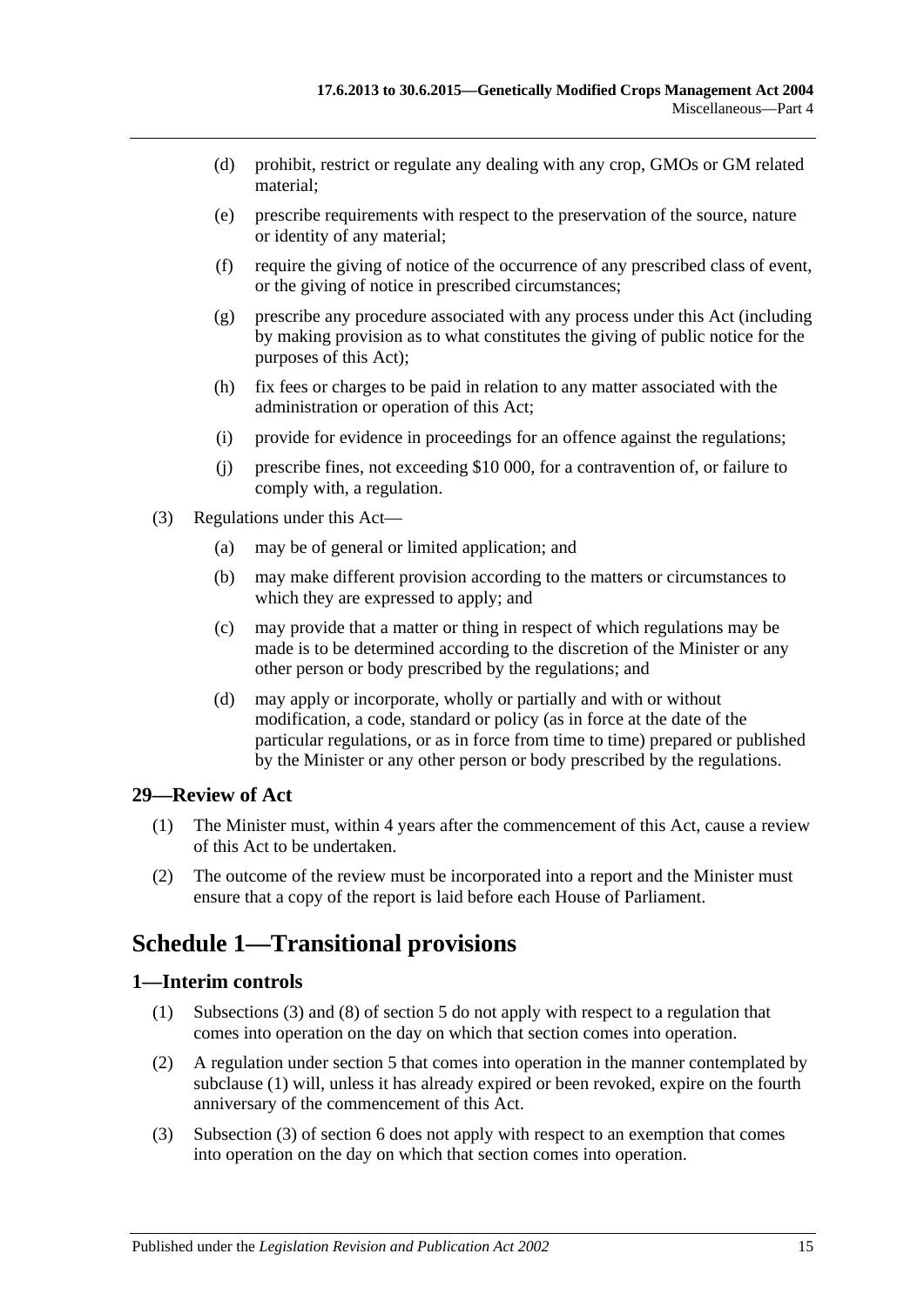(d) prohibit, restrict or regulate any dealing with any crop, GMOs or GM related material;

(e) prescribe requirements with respect to the preservation of the source, nature or identity of any material;

(f) require the giving of notice of the occurrence of any prescribed class of event, or the giving of notice in prescribed circumstances;

(g) prescribe any procedure associated with any process under this Act (including by making provision as to what constitutes the giving of public notice for the purposes of this Act);

(h) fix fees or charges to be paid in relation to any matter associated with the administration or operation of this Act;

(i) provide for evidence in proceedings for an offence against the regulations;

(j) prescribe fines, not exceeding $10 000, for a contravention of, or failure to comply with, a regulation.

(3) Regulations under this Act—

(a) may be of general or limited application; and

(b) may make different provision according to the matters or circumstances to which they are expressed to apply; and

(c) may provide that a matter or thing in respect of which regulations may be made is to be determined according to the discretion of the Minister or any other person or body prescribed by the regulations; and

(d) may apply or incorporate, wholly or partially and with or without modification, a code, standard or policy (as in force at the date of the particular regulations, or as in force from time to time) prepared or published by the Minister or any other person or body prescribed by the regulations.

### 29—Review of Act

(1) The Minister must, within 4 years after the commencement of this Act, cause a review of this Act to be undertaken.

(2) The outcome of the review must be incorporated into a report and the Minister must ensure that a copy of the report is laid before each House of Parliament.

## Schedule 1—Transitional provisions

### 1—Interim controls

(1) Subsections (3) and (8) of section 5 do not apply with respect to a regulation that comes into operation on the day on which that section comes into operation.

(2) A regulation under section 5 that comes into operation in the manner contemplated by subclause (1) will, unless it has already expired or been revoked, expire on the fourth anniversary of the commencement of this Act.

(3) Subsection (3) of section 6 does not apply with respect to an exemption that comes into operation on the day on which that section comes into operation.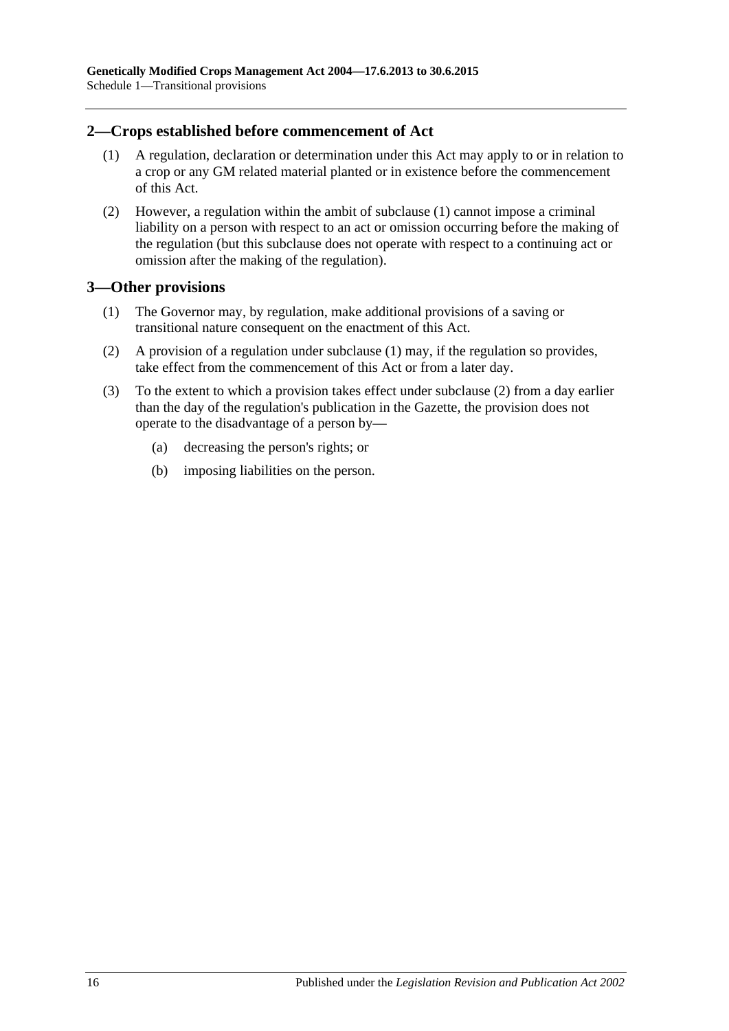## 2—Crops established before commencement of Act

(1) A regulation, declaration or determination under this Act may apply to or in relation to a crop or any GM related material planted or in existence before the commencement of this Act.

(2) However, a regulation within the ambit of subclause (1) cannot impose a criminal liability on a person with respect to an act or omission occurring before the making of the regulation (but this subclause does not operate with respect to a continuing act or omission after the making of the regulation).

## 3—Other provisions

(1) The Governor may, by regulation, make additional provisions of a saving or transitional nature consequent on the enactment of this Act.

(2) A provision of a regulation under subclause (1) may, if the regulation so provides, take effect from the commencement of this Act or from a later day.

(3) To the extent to which a provision takes effect under subclause (2) from a day earlier than the day of the regulation's publication in the Gazette, the provision does not operate to the disadvantage of a person by—

- (a) decreasing the person's rights; or
- (b) imposing liabilities on the person.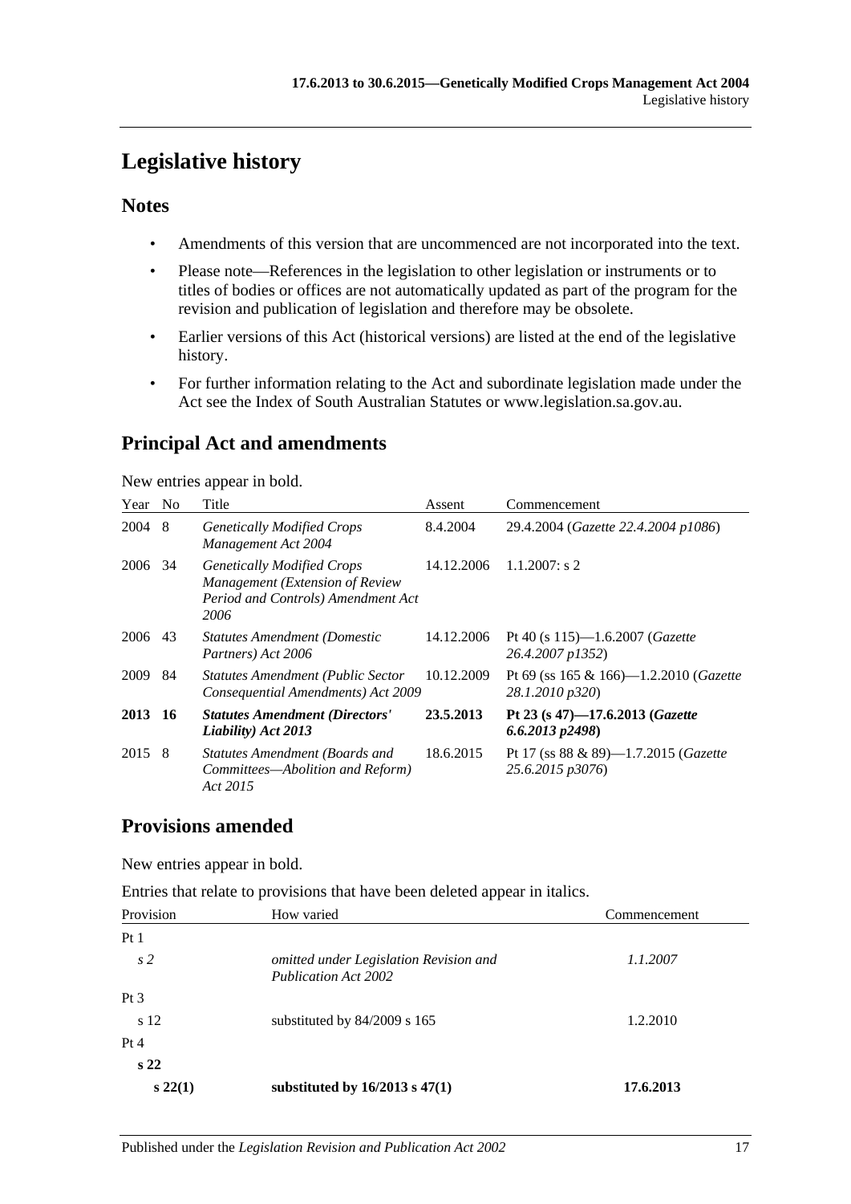# Legislative history

## Notes

- Amendments of this version that are uncommenced are not incorporated into the text.
- Please note—References in the legislation to other legislation or instruments or to titles of bodies or offices are not automatically updated as part of the program for the revision and publication of legislation and therefore may be obsolete.
- Earlier versions of this Act (historical versions) are listed at the end of the legislative history.
- For further information relating to the Act and subordinate legislation made under the Act see the Index of South Australian Statutes or www.legislation.sa.gov.au.

## Principal Act and amendments

New entries appear in bold.

| Year | No | Title | Assent | Commencement |
|---|---|---|---|---|
| 2004 | 8 | *Genetically Modified Crops Management Act 2004* | 8.4.2004 | 29.4.2004 (*Gazette 22.4.2004 p1086*) |
| 2006 | 34 | *Genetically Modified Crops Management (Extension of Review Period and Controls) Amendment Act 2006* | 14.12.2006 | 1.1.2007: s 2 |
| 2006 | 43 | *Statutes Amendment (Domestic Partners) Act 2006* | 14.12.2006 | Pt 40 (s 115)—1.6.2007 (*Gazette 26.4.2007 p1352*) |
| 2009 | 84 | *Statutes Amendment (Public Sector Consequential Amendments) Act 2009* | 10.12.2009 | Pt 69 (ss 165 & 166)—1.2.2010 (*Gazette 28.1.2010 p320*) |
| **2013** | **16** | ***Statutes Amendment (Directors' Liability) Act 2013*** | **23.5.2013** | **Pt 23 (s 47)—17.6.2013 (*Gazette 6.6.2013 p2498*)** |
| 2015 | 8 | *Statutes Amendment (Boards and Committees—Abolition and Reform) Act 2015* | 18.6.2015 | Pt 17 (ss 88 & 89)—1.7.2015 (*Gazette 25.6.2015 p3076*) |

## Provisions amended

New entries appear in bold.

Entries that relate to provisions that have been deleted appear in italics.

| Provision | How varied | Commencement |
|---|---|---|
| Pt 1 | | |
| *s 2* | *omitted under Legislation Revision and Publication Act 2002* | *1.1.2007* |
| Pt 3 | | |
| s 12 | substituted by 84/2009 s 165 | 1.2.2010 |
| Pt 4 | | |
| **s 22** | | |
| **s 22(1)** | **substituted by 16/2013 s 47(1)** | **17.6.2013** |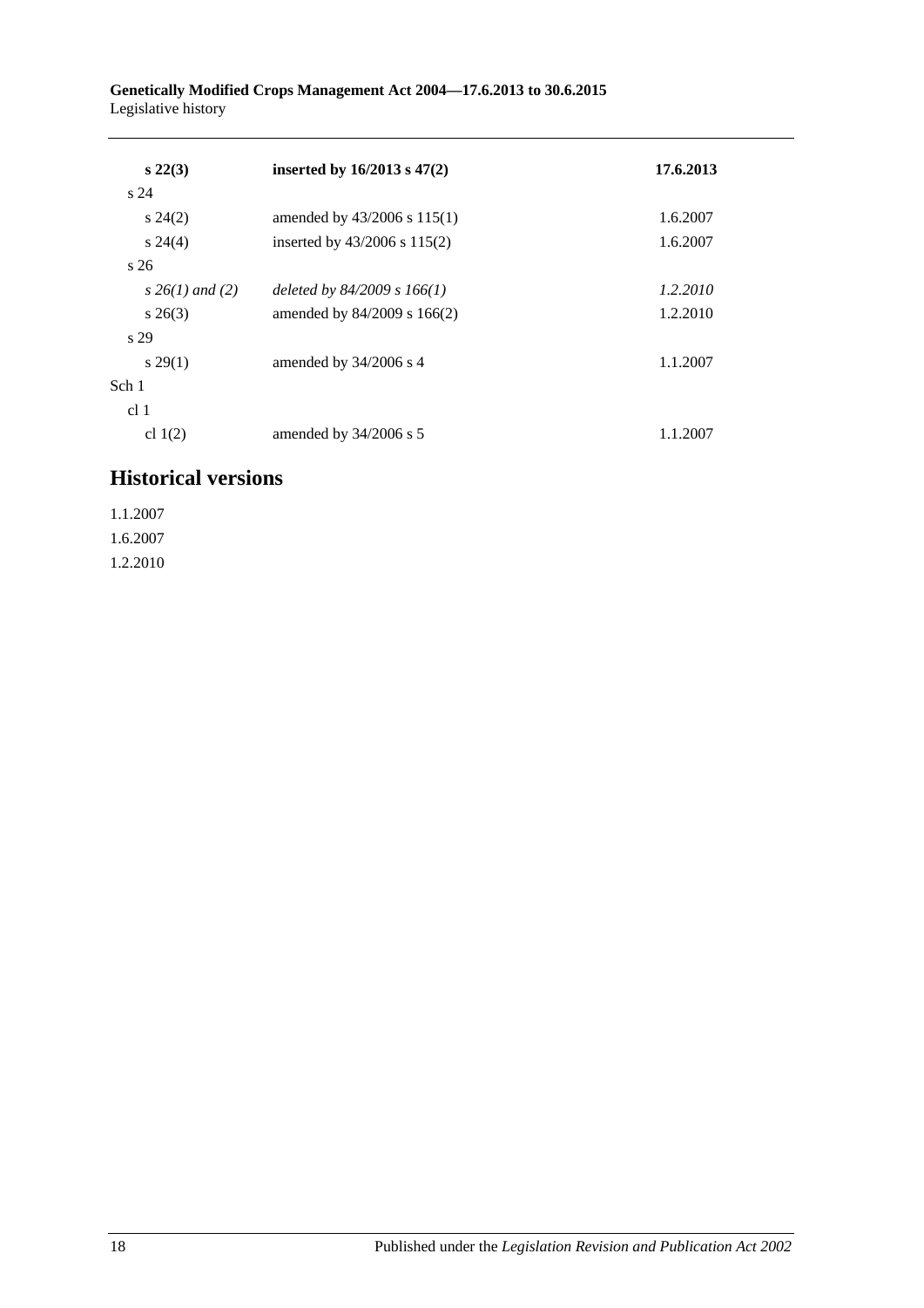| | | |
|---|---|---|
| **s 22(3)** | **inserted by 16/2013 s 47(2)** | **17.6.2013** |
| s 24 | | |
| s 24(2) | amended by 43/2006 s 115(1) | 1.6.2007 |
| s 24(4) | inserted by 43/2006 s 115(2) | 1.6.2007 |
| s 26 | | |
| *s 26(1) and (2)* | *deleted by 84/2009 s 166(1)* | *1.2.2010* |
| s 26(3) | amended by 84/2009 s 166(2) | 1.2.2010 |
| s 29 | | |
| s 29(1) | amended by 34/2006 s 4 | 1.1.2007 |
| Sch 1 | | |
| cl 1 | | |
| cl 1(2) | amended by 34/2006 s 5 | 1.1.2007 |

## Historical versions

1.1.2007

1.6.2007

1.2.2010